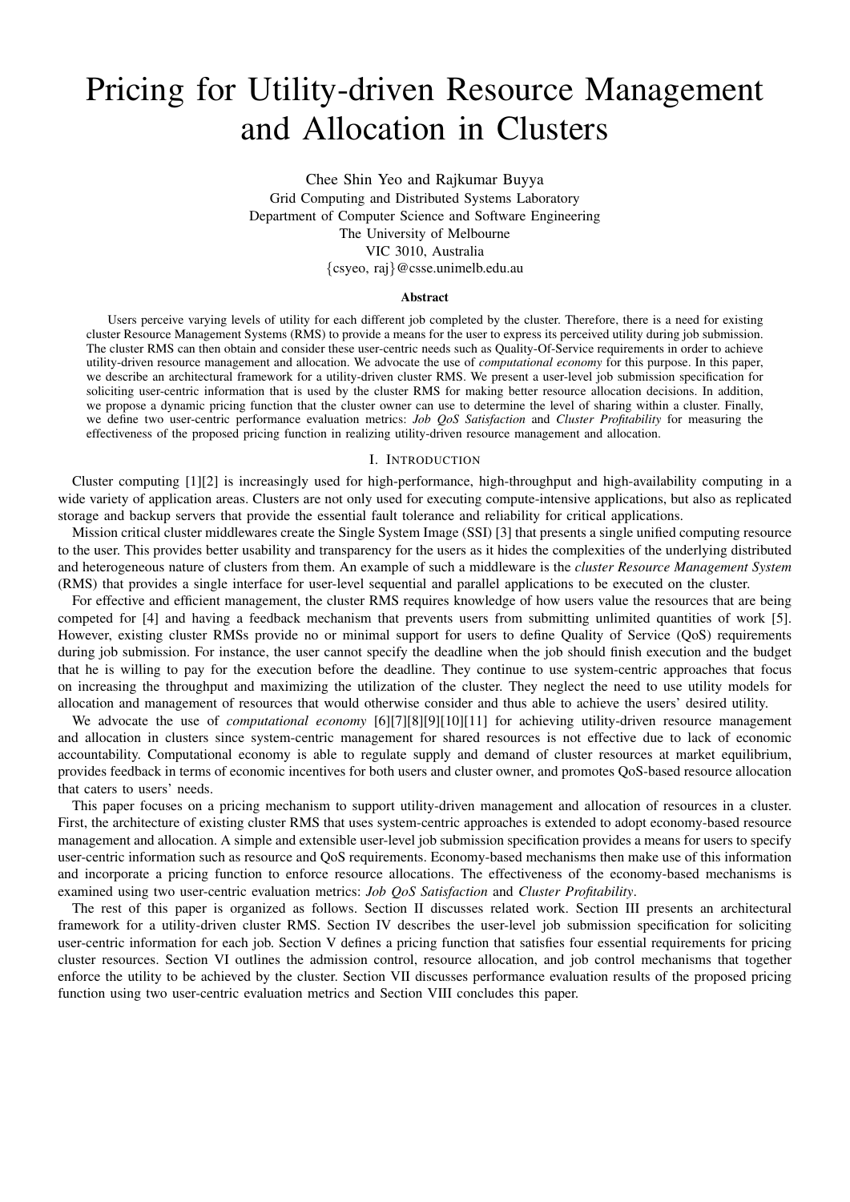# Pricing for Utility-driven Resource Management and Allocation in Clusters

Chee Shin Yeo and Rajkumar Buyya
Grid Computing and Distributed Systems Laboratory
Department of Computer Science and Software Engineering
The University of Melbourne
VIC 3010, Australia
{csyeo, raj}@csse.unimelb.edu.au

**Abstract**

Users perceive varying levels of utility for each different job completed by the cluster. Therefore, there is a need for existing cluster Resource Management Systems (RMS) to provide a means for the user to express its perceived utility during job submission. The cluster RMS can then obtain and consider these user-centric needs such as Quality-Of-Service requirements in order to achieve utility-driven resource management and allocation. We advocate the use of *computational economy* for this purpose. In this paper, we describe an architectural framework for a utility-driven cluster RMS. We present a user-level job submission specification for soliciting user-centric information that is used by the cluster RMS for making better resource allocation decisions. In addition, we propose a dynamic pricing function that the cluster owner can use to determine the level of sharing within a cluster. Finally, we define two user-centric performance evaluation metrics: *Job QoS Satisfaction* and *Cluster Profitability* for measuring the effectiveness of the proposed pricing function in realizing utility-driven resource management and allocation.

## I. Introduction

Cluster computing [1][2] is increasingly used for high-performance, high-throughput and high-availability computing in a wide variety of application areas. Clusters are not only used for executing compute-intensive applications, but also as replicated storage and backup servers that provide the essential fault tolerance and reliability for critical applications.

Mission critical cluster middlewares create the Single System Image (SSI) [3] that presents a single unified computing resource to the user. This provides better usability and transparency for the users as it hides the complexities of the underlying distributed and heterogeneous nature of clusters from them. An example of such a middleware is the *cluster Resource Management System* (RMS) that provides a single interface for user-level sequential and parallel applications to be executed on the cluster.

For effective and efficient management, the cluster RMS requires knowledge of how users value the resources that are being competed for [4] and having a feedback mechanism that prevents users from submitting unlimited quantities of work [5]. However, existing cluster RMSs provide no or minimal support for users to define Quality of Service (QoS) requirements during job submission. For instance, the user cannot specify the deadline when the job should finish execution and the budget that he is willing to pay for the execution before the deadline. They continue to use system-centric approaches that focus on increasing the throughput and maximizing the utilization of the cluster. They neglect the need to use utility models for allocation and management of resources that would otherwise consider and thus able to achieve the users' desired utility.

We advocate the use of *computational economy* [6][7][8][9][10][11] for achieving utility-driven resource management and allocation in clusters since system-centric management for shared resources is not effective due to lack of economic accountability. Computational economy is able to regulate supply and demand of cluster resources at market equilibrium, provides feedback in terms of economic incentives for both users and cluster owner, and promotes QoS-based resource allocation that caters to users' needs.

This paper focuses on a pricing mechanism to support utility-driven management and allocation of resources in a cluster. First, the architecture of existing cluster RMS that uses system-centric approaches is extended to adopt economy-based resource management and allocation. A simple and extensible user-level job submission specification provides a means for users to specify user-centric information such as resource and QoS requirements. Economy-based mechanisms then make use of this information and incorporate a pricing function to enforce resource allocations. The effectiveness of the economy-based mechanisms is examined using two user-centric evaluation metrics: *Job QoS Satisfaction* and *Cluster Profitability*.

The rest of this paper is organized as follows. Section II discusses related work. Section III presents an architectural framework for a utility-driven cluster RMS. Section IV describes the user-level job submission specification for soliciting user-centric information for each job. Section V defines a pricing function that satisfies four essential requirements for pricing cluster resources. Section VI outlines the admission control, resource allocation, and job control mechanisms that together enforce the utility to be achieved by the cluster. Section VII discusses performance evaluation results of the proposed pricing function using two user-centric evaluation metrics and Section VIII concludes this paper.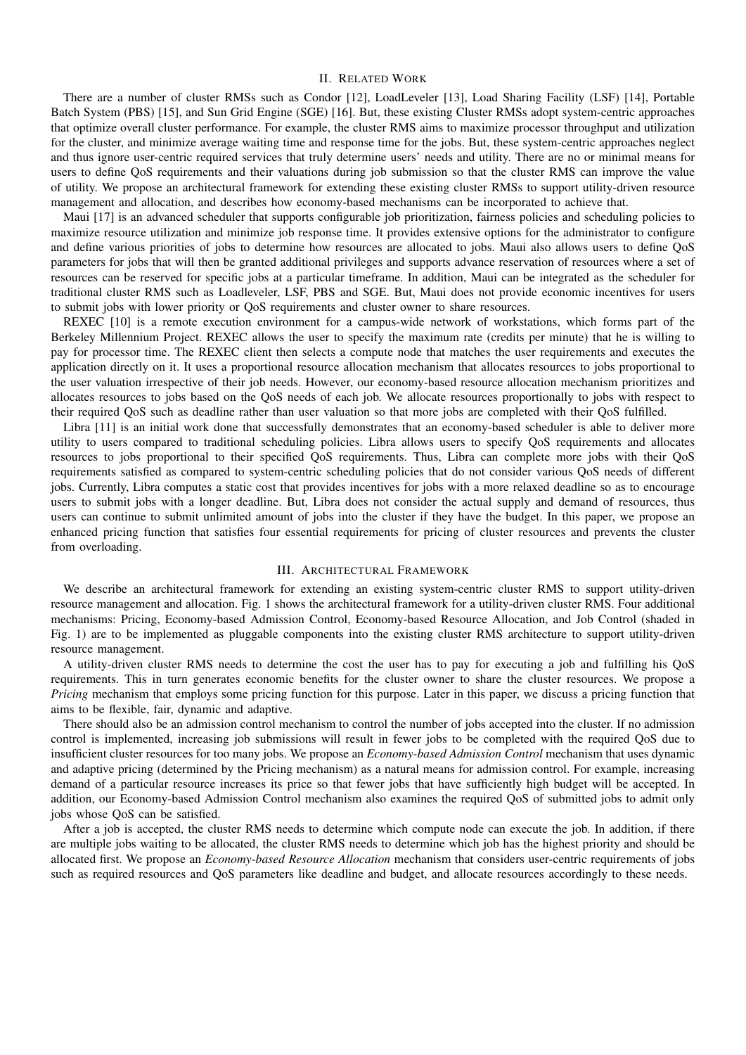## II. Related Work

There are a number of cluster RMSs such as Condor [12], LoadLeveler [13], Load Sharing Facility (LSF) [14], Portable Batch System (PBS) [15], and Sun Grid Engine (SGE) [16]. But, these existing Cluster RMSs adopt system-centric approaches that optimize overall cluster performance. For example, the cluster RMS aims to maximize processor throughput and utilization for the cluster, and minimize average waiting time and response time for the jobs. But, these system-centric approaches neglect and thus ignore user-centric required services that truly determine users' needs and utility. There are no or minimal means for users to define QoS requirements and their valuations during job submission so that the cluster RMS can improve the value of utility. We propose an architectural framework for extending these existing cluster RMSs to support utility-driven resource management and allocation, and describes how economy-based mechanisms can be incorporated to achieve that.

Maui [17] is an advanced scheduler that supports configurable job prioritization, fairness policies and scheduling policies to maximize resource utilization and minimize job response time. It provides extensive options for the administrator to configure and define various priorities of jobs to determine how resources are allocated to jobs. Maui also allows users to define QoS parameters for jobs that will then be granted additional privileges and supports advance reservation of resources where a set of resources can be reserved for specific jobs at a particular timeframe. In addition, Maui can be integrated as the scheduler for traditional cluster RMS such as Loadleveler, LSF, PBS and SGE. But, Maui does not provide economic incentives for users to submit jobs with lower priority or QoS requirements and cluster owner to share resources.

REXEC [10] is a remote execution environment for a campus-wide network of workstations, which forms part of the Berkeley Millennium Project. REXEC allows the user to specify the maximum rate (credits per minute) that he is willing to pay for processor time. The REXEC client then selects a compute node that matches the user requirements and executes the application directly on it. It uses a proportional resource allocation mechanism that allocates resources to jobs proportional to the user valuation irrespective of their job needs. However, our economy-based resource allocation mechanism prioritizes and allocates resources to jobs based on the QoS needs of each job. We allocate resources proportionally to jobs with respect to their required QoS such as deadline rather than user valuation so that more jobs are completed with their QoS fulfilled.

Libra [11] is an initial work done that successfully demonstrates that an economy-based scheduler is able to deliver more utility to users compared to traditional scheduling policies. Libra allows users to specify QoS requirements and allocates resources to jobs proportional to their specified QoS requirements. Thus, Libra can complete more jobs with their QoS requirements satisfied as compared to system-centric scheduling policies that do not consider various QoS needs of different jobs. Currently, Libra computes a static cost that provides incentives for jobs with a more relaxed deadline so as to encourage users to submit jobs with a longer deadline. But, Libra does not consider the actual supply and demand of resources, thus users can continue to submit unlimited amount of jobs into the cluster if they have the budget. In this paper, we propose an enhanced pricing function that satisfies four essential requirements for pricing of cluster resources and prevents the cluster from overloading.

## III. Architectural Framework

We describe an architectural framework for extending an existing system-centric cluster RMS to support utility-driven resource management and allocation. Fig. 1 shows the architectural framework for a utility-driven cluster RMS. Four additional mechanisms: Pricing, Economy-based Admission Control, Economy-based Resource Allocation, and Job Control (shaded in Fig. 1) are to be implemented as pluggable components into the existing cluster RMS architecture to support utility-driven resource management.

A utility-driven cluster RMS needs to determine the cost the user has to pay for executing a job and fulfilling his QoS requirements. This in turn generates economic benefits for the cluster owner to share the cluster resources. We propose a *Pricing* mechanism that employs some pricing function for this purpose. Later in this paper, we discuss a pricing function that aims to be flexible, fair, dynamic and adaptive.

There should also be an admission control mechanism to control the number of jobs accepted into the cluster. If no admission control is implemented, increasing job submissions will result in fewer jobs to be completed with the required QoS due to insufficient cluster resources for too many jobs. We propose an *Economy-based Admission Control* mechanism that uses dynamic and adaptive pricing (determined by the Pricing mechanism) as a natural means for admission control. For example, increasing demand of a particular resource increases its price so that fewer jobs that have sufficiently high budget will be accepted. In addition, our Economy-based Admission Control mechanism also examines the required QoS of submitted jobs to admit only jobs whose QoS can be satisfied.

After a job is accepted, the cluster RMS needs to determine which compute node can execute the job. In addition, if there are multiple jobs waiting to be allocated, the cluster RMS needs to determine which job has the highest priority and should be allocated first. We propose an *Economy-based Resource Allocation* mechanism that considers user-centric requirements of jobs such as required resources and QoS parameters like deadline and budget, and allocate resources accordingly to these needs.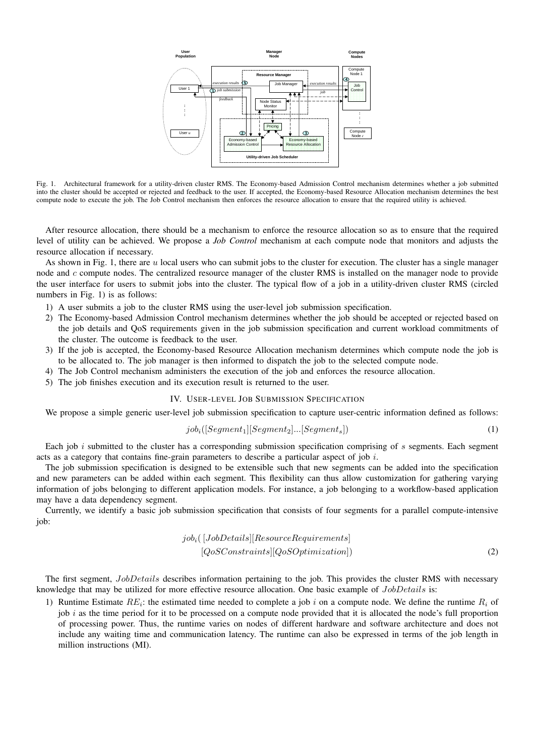Fig. 1. Architectural framework for a utility-driven cluster RMS. The Economy-based Admission Control mechanism determines whether a job submitted into the cluster should be accepted or rejected and feedback to the user. If accepted, the Economy-based Resource Allocation mechanism determines the best compute node to execute the job. The Job Control mechanism then enforces the resource allocation to ensure that the required utility is achieved.

After resource allocation, there should be a mechanism to enforce the resource allocation so as to ensure that the required level of utility can be achieved. We propose a *Job Control* mechanism at each compute node that monitors and adjusts the resource allocation if necessary.

As shown in Fig. 1, there are $u$ local users who can submit jobs to the cluster for execution. The cluster has a single manager node and $c$ compute nodes. The centralized resource manager of the cluster RMS is installed on the manager node to provide the user interface for users to submit jobs into the cluster. The typical flow of a job in a utility-driven cluster RMS (circled numbers in Fig. 1) is as follows:

1) A user submits a job to the cluster RMS using the user-level job submission specification.
2) The Economy-based Admission Control mechanism determines whether the job should be accepted or rejected based on the job details and QoS requirements given in the job submission specification and current workload commitments of the cluster. The outcome is feedback to the user.
3) If the job is accepted, the Economy-based Resource Allocation mechanism determines which compute node the job is to be allocated to. The job manager is then informed to dispatch the job to the selected compute node.
4) The Job Control mechanism administers the execution of the job and enforces the resource allocation.
5) The job finishes execution and its execution result is returned to the user.

## IV. User-level Job Submission Specification

We propose a simple generic user-level job submission specification to capture user-centric information defined as follows:

$$job_i([Segment_1][Segment_2]...[Segment_s]) \tag{1}$$

Each job $i$ submitted to the cluster has a corresponding submission specification comprising of $s$ segments. Each segment acts as a category that contains fine-grain parameters to describe a particular aspect of job $i$.

The job submission specification is designed to be extensible such that new segments can be added into the specification and new parameters can be added within each segment. This flexibility can thus allow customization for gathering varying information of jobs belonging to different application models. For instance, a job belonging to a workflow-based application may have a data dependency segment.

Currently, we identify a basic job submission specification that consists of four segments for a parallel compute-intensive job:

$$\begin{aligned} job_i( & [JobDetails][ResourceRequirements] \\ & [QoSConstraints][QoSOptimization]) \end{aligned} \tag{2}$$

The first segment, $JobDetails$ describes information pertaining to the job. This provides the cluster RMS with necessary knowledge that may be utilized for more effective resource allocation. One basic example of $JobDetails$ is:

1) Runtime Estimate $RE_i$: the estimated time needed to complete a job $i$ on a compute node. We define the runtime $R_i$ of job $i$ as the time period for it to be processed on a compute node provided that it is allocated the node's full proportion of processing power. Thus, the runtime varies on nodes of different hardware and software architecture and does not include any waiting time and communication latency. The runtime can also be expressed in terms of the job length in million instructions (MI).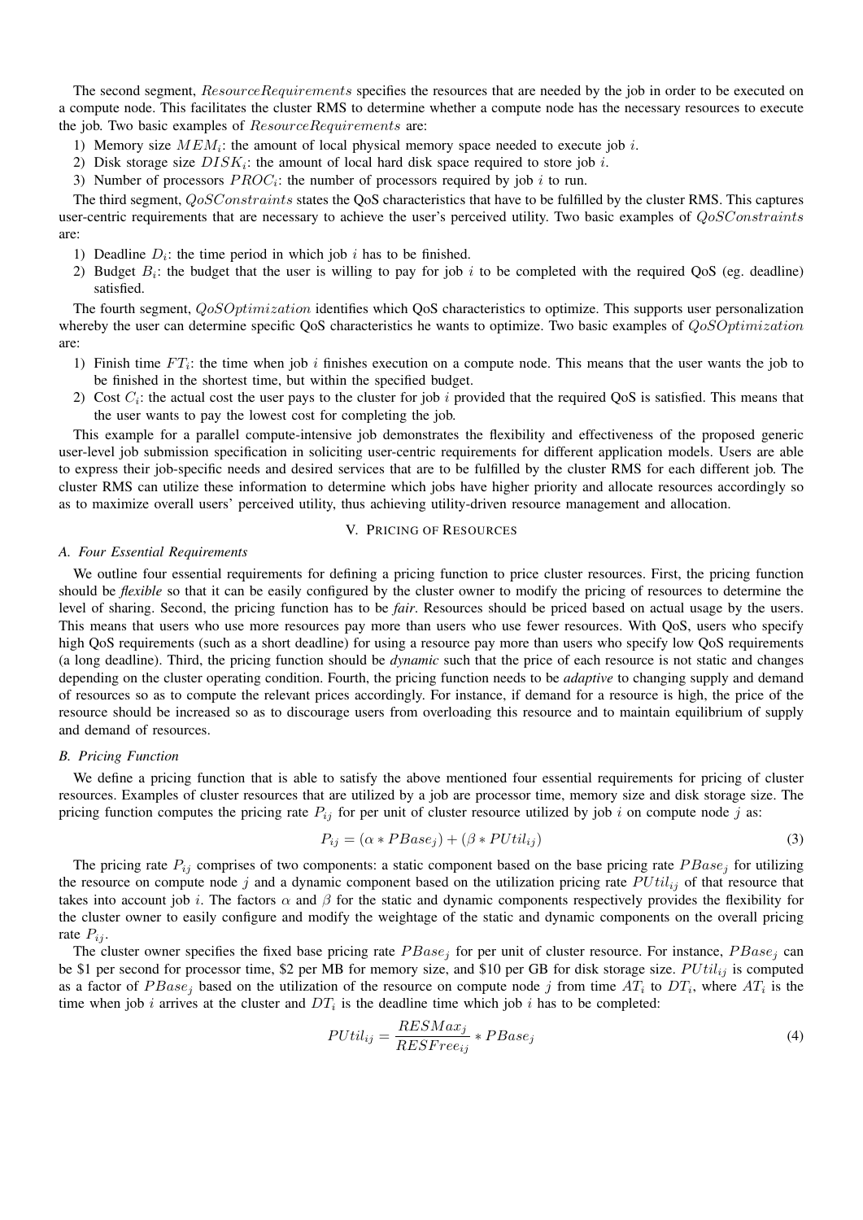The second segment, $ResourceRequirements$ specifies the resources that are needed by the job in order to be executed on a compute node. This facilitates the cluster RMS to determine whether a compute node has the necessary resources to execute the job. Two basic examples of $ResourceRequirements$ are:

1) Memory size $MEM_i$: the amount of local physical memory space needed to execute job $i$.
2) Disk storage size $DISK_i$: the amount of local hard disk space required to store job $i$.
3) Number of processors $PROC_i$: the number of processors required by job $i$ to run.

The third segment, $QoSConstraints$ states the QoS characteristics that have to be fulfilled by the cluster RMS. This captures user-centric requirements that are necessary to achieve the user's perceived utility. Two basic examples of $QoSConstraints$ are:

1) Deadline $D_i$: the time period in which job $i$ has to be finished.
2) Budget $B_i$: the budget that the user is willing to pay for job $i$ to be completed with the required QoS (eg. deadline) satisfied.

The fourth segment, $QoSOptimization$ identifies which QoS characteristics to optimize. This supports user personalization whereby the user can determine specific QoS characteristics he wants to optimize. Two basic examples of $QoSOptimization$ are:

1) Finish time $FT_i$: the time when job $i$ finishes execution on a compute node. This means that the user wants the job to be finished in the shortest time, but within the specified budget.
2) Cost $C_i$: the actual cost the user pays to the cluster for job $i$ provided that the required QoS is satisfied. This means that the user wants to pay the lowest cost for completing the job.

This example for a parallel compute-intensive job demonstrates the flexibility and effectiveness of the proposed generic user-level job submission specification in soliciting user-centric requirements for different application models. Users are able to express their job-specific needs and desired services that are to be fulfilled by the cluster RMS for each different job. The cluster RMS can utilize these information to determine which jobs have higher priority and allocate resources accordingly so as to maximize overall users' perceived utility, thus achieving utility-driven resource management and allocation.

## V. Pricing of Resources

### A. Four Essential Requirements

We outline four essential requirements for defining a pricing function to price cluster resources. First, the pricing function should be ***flexible*** so that it can be easily configured by the cluster owner to modify the pricing of resources to determine the level of sharing. Second, the pricing function has to be ***fair***. Resources should be priced based on actual usage by the users. This means that users who use more resources pay more than users who use fewer resources. With QoS, users who specify high QoS requirements (such as a short deadline) for using a resource pay more than users who specify low QoS requirements (a long deadline). Third, the pricing function should be ***dynamic*** such that the price of each resource is not static and changes depending on the cluster operating condition. Fourth, the pricing function needs to be ***adaptive*** to changing supply and demand of resources so as to compute the relevant prices accordingly. For instance, if demand for a resource is high, the price of the resource should be increased so as to discourage users from overloading this resource and to maintain equilibrium of supply and demand of resources.

### B. Pricing Function

We define a pricing function that is able to satisfy the above mentioned four essential requirements for pricing of cluster resources. Examples of cluster resources that are utilized by a job are processor time, memory size and disk storage size. The pricing function computes the pricing rate $P_{ij}$ for per unit of cluster resource utilized by job $i$ on compute node $j$ as:

$$P_{ij} = (\alpha * PBase_j) + (\beta * PUtil_{ij}) \tag{3}$$

The pricing rate $P_{ij}$ comprises of two components: a static component based on the base pricing rate $PBase_j$ for utilizing the resource on compute node $j$ and a dynamic component based on the utilization pricing rate $PUtil_{ij}$ of that resource that takes into account job $i$. The factors $\alpha$ and $\beta$ for the static and dynamic components respectively provides the flexibility for the cluster owner to easily configure and modify the weightage of the static and dynamic components on the overall pricing rate $P_{ij}$.

The cluster owner specifies the fixed base pricing rate $PBase_j$ for per unit of cluster resource. For instance, $PBase_j$ can be $1 per second for processor time, $2 per MB for memory size, and $10 per GB for disk storage size. $PUtil_{ij}$ is computed as a factor of $PBase_j$ based on the utilization of the resource on compute node $j$ from time $AT_i$ to $DT_i$, where $AT_i$ is the time when job $i$ arrives at the cluster and $DT_i$ is the deadline time which job $i$ has to be completed:

$$PUtil_{ij} = \frac{RESMax_j}{RESFree_{ij}} * PBase_j \tag{4}$$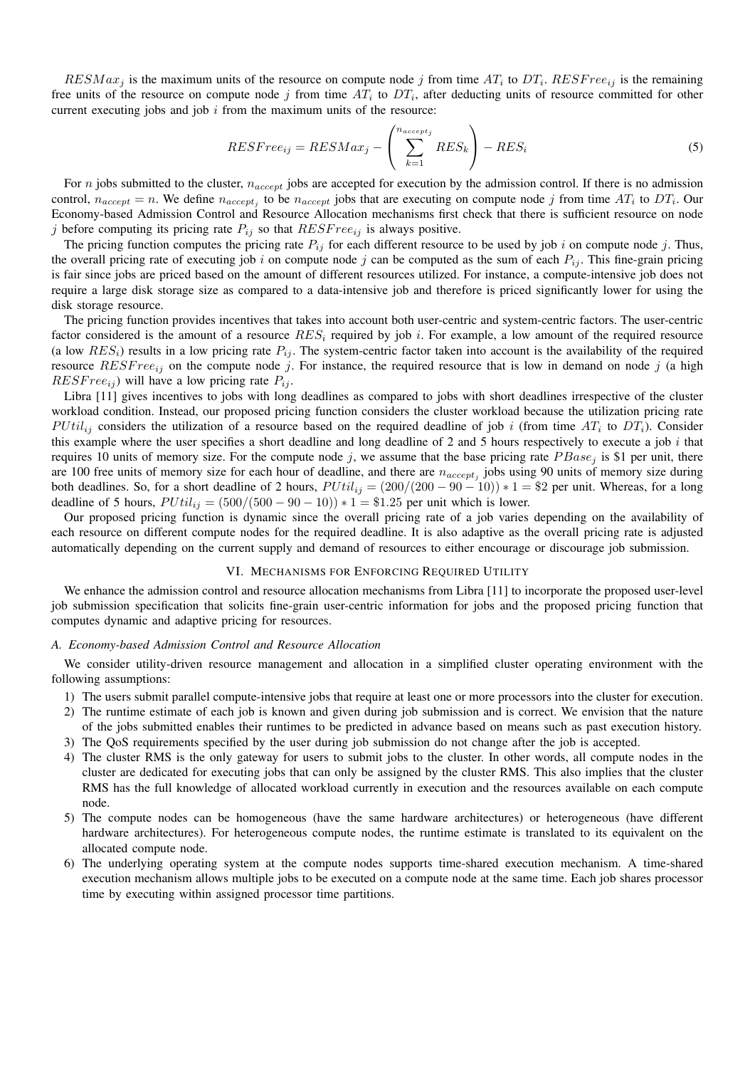$RESMax_j$ is the maximum units of the resource on compute node $j$ from time $AT_i$ to $DT_i$. $RESFree_{ij}$ is the remaining free units of the resource on compute node $j$ from time $AT_i$ to $DT_i$, after deducting units of resource committed for other current executing jobs and job $i$ from the maximum units of the resource:

$$RESFree_{ij} = RESMax_j - \left( \sum_{k=1}^{n_{accept_j}} RES_k \right) - RES_i \tag{5}$$

For $n$ jobs submitted to the cluster, $n_{accept}$ jobs are accepted for execution by the admission control. If there is no admission control, $n_{accept} = n$. We define $n_{accept_j}$ to be $n_{accept}$ jobs that are executing on compute node $j$ from time $AT_i$ to $DT_i$. Our Economy-based Admission Control and Resource Allocation mechanisms first check that there is sufficient resource on node $j$ before computing its pricing rate $P_{ij}$ so that $RESFree_{ij}$ is always positive.

The pricing function computes the pricing rate $P_{ij}$ for each different resource to be used by job $i$ on compute node $j$. Thus, the overall pricing rate of executing job $i$ on compute node $j$ can be computed as the sum of each $P_{ij}$. This fine-grain pricing is fair since jobs are priced based on the amount of different resources utilized. For instance, a compute-intensive job does not require a large disk storage size as compared to a data-intensive job and therefore is priced significantly lower for using the disk storage resource.

The pricing function provides incentives that takes into account both user-centric and system-centric factors. The user-centric factor considered is the amount of a resource $RES_i$ required by job $i$. For example, a low amount of the required resource (a low $RES_i$) results in a low pricing rate $P_{ij}$. The system-centric factor taken into account is the availability of the required resource $RESFree_{ij}$ on the compute node $j$. For instance, the required resource that is low in demand on node $j$ (a high $RESFree_{ij}$) will have a low pricing rate $P_{ij}$.

Libra [11] gives incentives to jobs with long deadlines as compared to jobs with short deadlines irrespective of the cluster workload condition. Instead, our proposed pricing function considers the cluster workload because the utilization pricing rate $PUtil_{ij}$ considers the utilization of a resource based on the required deadline of job $i$ (from time $AT_i$ to $DT_i$). Consider this example where the user specifies a short deadline and long deadline of 2 and 5 hours respectively to execute a job $i$ that requires 10 units of memory size. For the compute node $j$, we assume that the base pricing rate $PBase_j$ is \$1 per unit, there are 100 free units of memory size for each hour of deadline, and there are $n_{accept_j}$ jobs using 90 units of memory size during both deadlines. So, for a short deadline of 2 hours, $PUtil_{ij} = (200/(200 - 90 - 10)) * 1 = \$2$ per unit. Whereas, for a long deadline of 5 hours, $PUtil_{ij} = (500/(500 - 90 - 10)) * 1 = \$1.25$ per unit which is lower.

Our proposed pricing function is dynamic since the overall pricing rate of a job varies depending on the availability of each resource on different compute nodes for the required deadline. It is also adaptive as the overall pricing rate is adjusted automatically depending on the current supply and demand of resources to either encourage or discourage job submission.

## VI. Mechanisms for Enforcing Required Utility

We enhance the admission control and resource allocation mechanisms from Libra [11] to incorporate the proposed user-level job submission specification that solicits fine-grain user-centric information for jobs and the proposed pricing function that computes dynamic and adaptive pricing for resources.

### *A. Economy-based Admission Control and Resource Allocation*

We consider utility-driven resource management and allocation in a simplified cluster operating environment with the following assumptions:

1) The users submit parallel compute-intensive jobs that require at least one or more processors into the cluster for execution.
2) The runtime estimate of each job is known and given during job submission and is correct. We envision that the nature of the jobs submitted enables their runtimes to be predicted in advance based on means such as past execution history.
3) The QoS requirements specified by the user during job submission do not change after the job is accepted.
4) The cluster RMS is the only gateway for users to submit jobs to the cluster. In other words, all compute nodes in the cluster are dedicated for executing jobs that can only be assigned by the cluster RMS. This also implies that the cluster RMS has the full knowledge of allocated workload currently in execution and the resources available on each compute node.
5) The compute nodes can be homogeneous (have the same hardware architectures) or heterogeneous (have different hardware architectures). For heterogeneous compute nodes, the runtime estimate is translated to its equivalent on the allocated compute node.
6) The underlying operating system at the compute nodes supports time-shared execution mechanism. A time-shared execution mechanism allows multiple jobs to be executed on a compute node at the same time. Each job shares processor time by executing within assigned processor time partitions.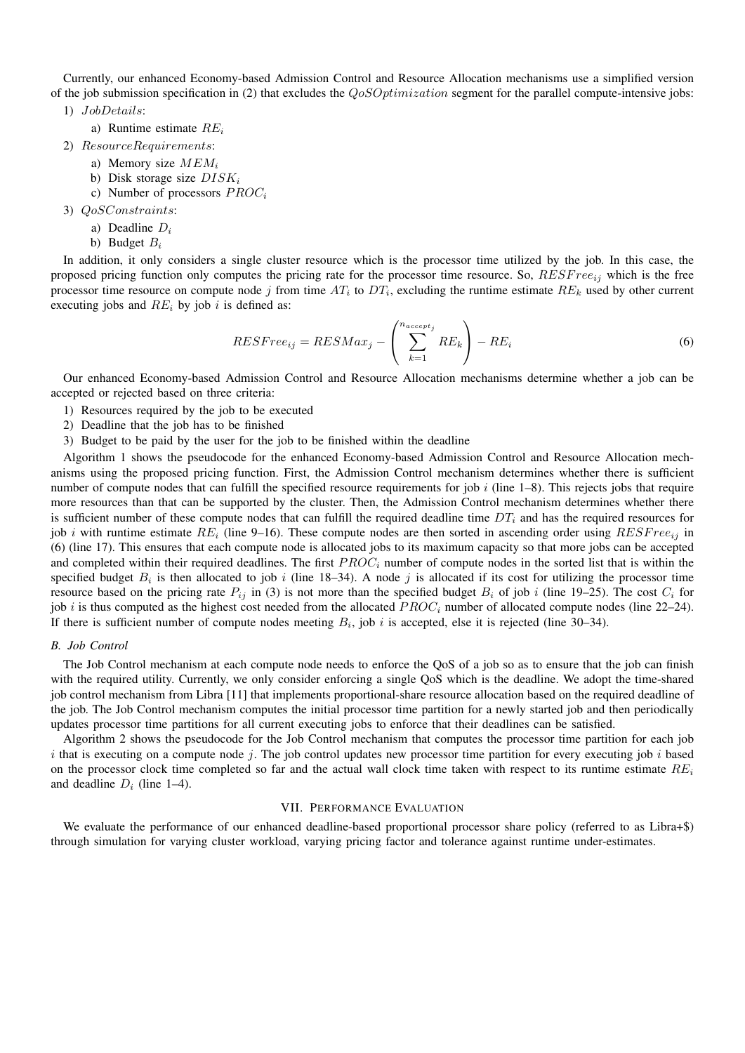Currently, our enhanced Economy-based Admission Control and Resource Allocation mechanisms use a simplified version of the job submission specification in (2) that excludes the $QoSOptimization$ segment for the parallel compute-intensive jobs:

1) $JobDetails$:
   a) Runtime estimate $RE_i$
2) $ResourceRequirements$:
   a) Memory size $MEM_i$
   b) Disk storage size $DISK_i$
   c) Number of processors $PROC_i$
3) $QoSConstraints$:
   a) Deadline $D_i$
   b) Budget $B_i$

In addition, it only considers a single cluster resource which is the processor time utilized by the job. In this case, the proposed pricing function only computes the pricing rate for the processor time resource. So, $RESFree_{ij}$ which is the free processor time resource on compute node $j$ from time $AT_i$ to $DT_i$, excluding the runtime estimate $RE_k$ used by other current executing jobs and $RE_i$ by job $i$ is defined as:

$$RESFree_{ij} = RESMax_j - \left( \sum_{k=1}^{n_{accept_j}} RE_k \right) - RE_i \tag{6}$$

Our enhanced Economy-based Admission Control and Resource Allocation mechanisms determine whether a job can be accepted or rejected based on three criteria:

1) Resources required by the job to be executed
2) Deadline that the job has to be finished
3) Budget to be paid by the user for the job to be finished within the deadline

Algorithm 1 shows the pseudocode for the enhanced Economy-based Admission Control and Resource Allocation mechanisms using the proposed pricing function. First, the Admission Control mechanism determines whether there is sufficient number of compute nodes that can fulfill the specified resource requirements for job $i$ (line 1–8). This rejects jobs that require more resources than that can be supported by the cluster. Then, the Admission Control mechanism determines whether there is sufficient number of these compute nodes that can fulfill the required deadline time $DT_i$ and has the required resources for job $i$ with runtime estimate $RE_i$ (line 9–16). These compute nodes are then sorted in ascending order using $RESFree_{ij}$ in (6) (line 17). This ensures that each compute node is allocated jobs to its maximum capacity so that more jobs can be accepted and completed within their required deadlines. The first $PROC_i$ number of compute nodes in the sorted list that is within the specified budget $B_i$ is then allocated to job $i$ (line 18–34). A node $j$ is allocated if its cost for utilizing the processor time resource based on the pricing rate $P_{ij}$ in (3) is not more than the specified budget $B_i$ of job $i$ (line 19–25). The cost $C_i$ for job $i$ is thus computed as the highest cost needed from the allocated $PROC_i$ number of allocated compute nodes (line 22–24). If there is sufficient number of compute nodes meeting $B_i$, job $i$ is accepted, else it is rejected (line 30–34).

### B. Job Control

The Job Control mechanism at each compute node needs to enforce the QoS of a job so as to ensure that the job can finish with the required utility. Currently, we only consider enforcing a single QoS which is the deadline. We adopt the time-shared job control mechanism from Libra [11] that implements proportional-share resource allocation based on the required deadline of the job. The Job Control mechanism computes the initial processor time partition for a newly started job and then periodically updates processor time partitions for all current executing jobs to enforce that their deadlines can be satisfied.

Algorithm 2 shows the pseudocode for the Job Control mechanism that computes the processor time partition for each job $i$ that is executing on a compute node $j$. The job control updates new processor time partition for every executing job $i$ based on the processor clock time completed so far and the actual wall clock time taken with respect to its runtime estimate $RE_i$ and deadline $D_i$ (line 1–4).

## VII. Performance Evaluation

We evaluate the performance of our enhanced deadline-based proportional processor share policy (referred to as Libra+$) through simulation for varying cluster workload, varying pricing factor and tolerance against runtime under-estimates.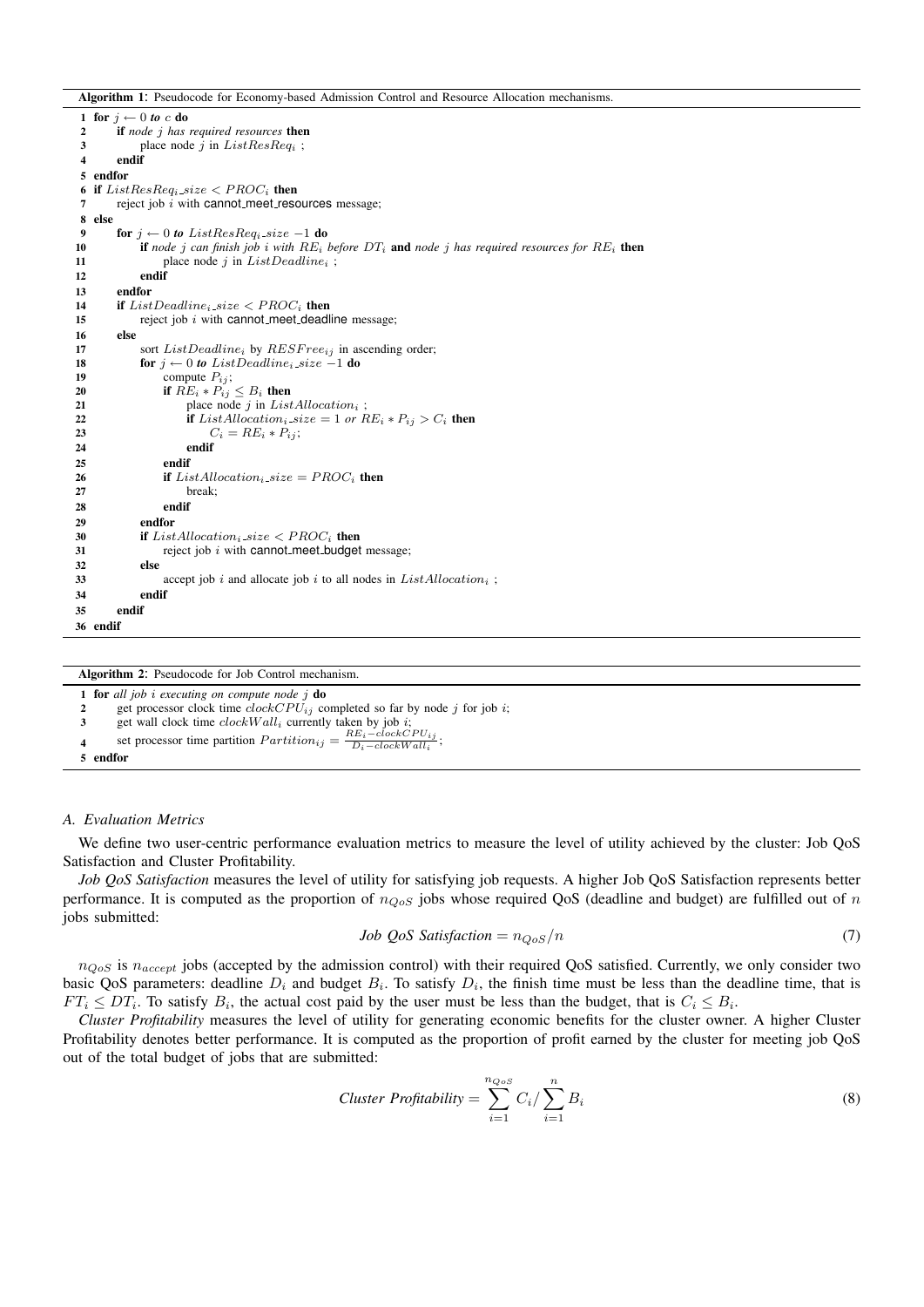**Algorithm 1**: Pseudocode for Economy-based Admission Control and Resource Allocation mechanisms.

```
1  for j ← 0 to c do
2      if node j has required resources then
3          place node j in ListResReq_i ;
4      endif
5  endfor
6  if ListResReq_i_size < PROC_i then
7      reject job i with cannot_meet_resources message;
8  else
9      for j ← 0 to ListResReq_i_size −1 do
10         if node j can finish job i with RE_i before DT_i and node j has required resources for RE_i then
11             place node j in ListDeadline_i ;
12         endif
13     endfor
14     if ListDeadline_i_size < PROC_i then
15         reject job i with cannot_meet_deadline message;
16     else
17         sort ListDeadline_i by RESFree_ij in ascending order;
18         for j ← 0 to ListDeadline_i_size −1 do
19             compute P_ij;
20             if RE_i ∗ P_ij ≤ B_i then
21                 place node j in ListAllocation_i ;
22                 if ListAllocation_i_size = 1 or RE_i ∗ P_ij > C_i then
23                     C_i = RE_i ∗ P_ij;
24                 endif
25             endif
26             if ListAllocation_i_size = PROC_i then
27                 break;
28             endif
29         endfor
30         if ListAllocation_i_size < PROC_i then
31             reject job i with cannot_meet_budget message;
32         else
33             accept job i and allocate job i to all nodes in ListAllocation_i ;
34         endif
35     endif
36 endif
```

**Algorithm 2**: Pseudocode for Job Control mechanism.

```
1  for all job i executing on compute node j do
2      get processor clock time clockCPU_ij completed so far by node j for job i;
3      get wall clock time clockWall_i currently taken by job i;
4      set processor time partition Partition_ij = (RE_i − clockCPU_ij) / (D_i − clockWall_i);
5  endfor
```

### A. Evaluation Metrics

We define two user-centric performance evaluation metrics to measure the level of utility achieved by the cluster: Job QoS Satisfaction and Cluster Profitability.

*Job QoS Satisfaction* measures the level of utility for satisfying job requests. A higher Job QoS Satisfaction represents better performance. It is computed as the proportion of $n_{QoS}$ jobs whose required QoS (deadline and budget) are fulfilled out of $n$ jobs submitted:

$$\textit{Job QoS Satisfaction} = n_{QoS}/n \tag{7}$$

$n_{QoS}$ is $n_{accept}$ jobs (accepted by the admission control) with their required QoS satisfied. Currently, we only consider two basic QoS parameters: deadline $D_i$ and budget $B_i$. To satisfy $D_i$, the finish time must be less than the deadline time, that is $FT_i \leq DT_i$. To satisfy $B_i$, the actual cost paid by the user must be less than the budget, that is $C_i \leq B_i$.

*Cluster Profitability* measures the level of utility for generating economic benefits for the cluster owner. A higher Cluster Profitability denotes better performance. It is computed as the proportion of profit earned by the cluster for meeting job QoS out of the total budget of jobs that are submitted:

$$\textit{Cluster Profitability} = \sum_{i=1}^{n_{QoS}} C_i / \sum_{i=1}^{n} B_i \tag{8}$$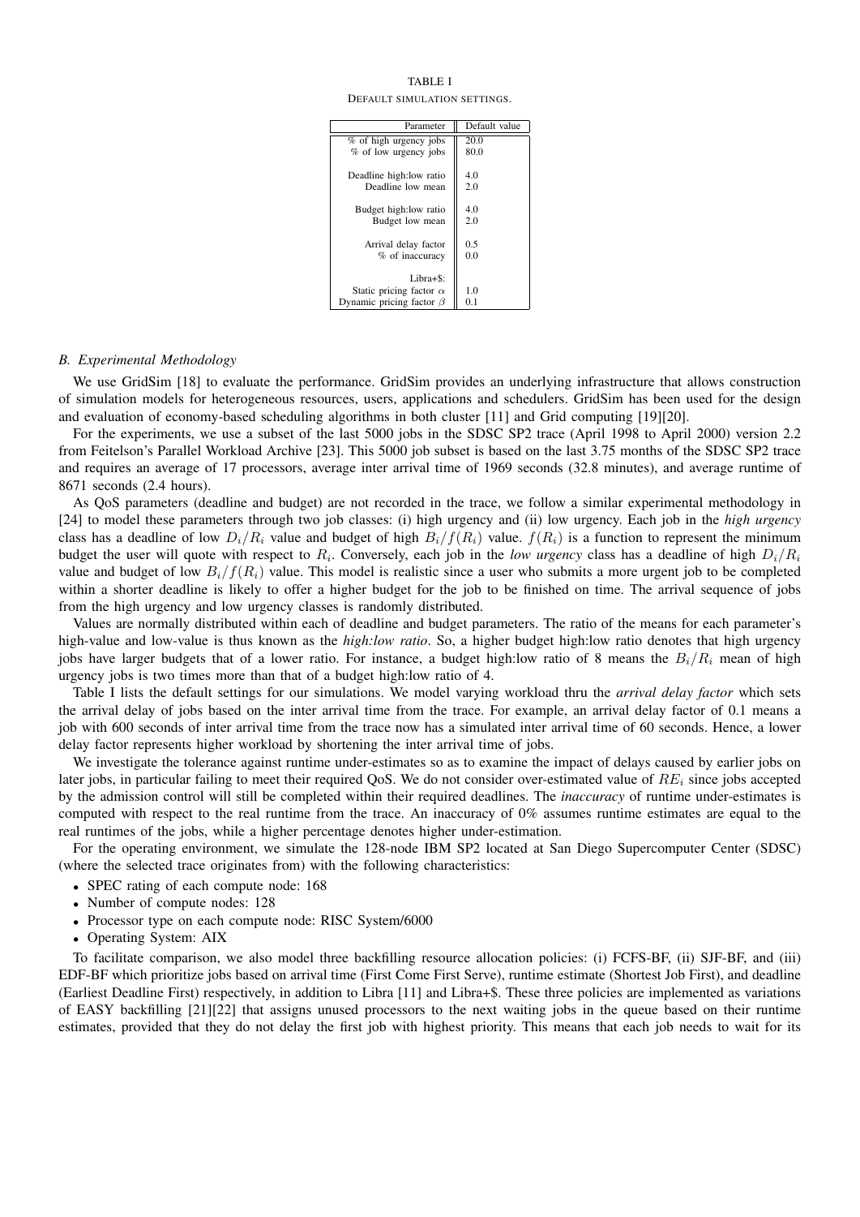TABLE I

DEFAULT SIMULATION SETTINGS.

| Parameter | Default value |
|---|---|
| % of high urgency jobs | 20.0 |
| % of low urgency jobs | 80.0 |
| | |
| Deadline high:low ratio | 4.0 |
| Deadline low mean | 2.0 |
| | |
| Budget high:low ratio | 4.0 |
| Budget low mean | 2.0 |
| | |
| Arrival delay factor | 0.5 |
| % of inaccuracy | 0.0 |
| | |
| Libra+$: | |
| Static pricing factor $\alpha$ | 1.0 |
| Dynamic pricing factor $\beta$ | 0.1 |

### B. Experimental Methodology

We use GridSim [18] to evaluate the performance. GridSim provides an underlying infrastructure that allows construction of simulation models for heterogeneous resources, users, applications and schedulers. GridSim has been used for the design and evaluation of economy-based scheduling algorithms in both cluster [11] and Grid computing [19][20].

For the experiments, we use a subset of the last 5000 jobs in the SDSC SP2 trace (April 1998 to April 2000) version 2.2 from Feitelson's Parallel Workload Archive [23]. This 5000 job subset is based on the last 3.75 months of the SDSC SP2 trace and requires an average of 17 processors, average inter arrival time of 1969 seconds (32.8 minutes), and average runtime of 8671 seconds (2.4 hours).

As QoS parameters (deadline and budget) are not recorded in the trace, we follow a similar experimental methodology in [24] to model these parameters through two job classes: (i) high urgency and (ii) low urgency. Each job in the *high urgency* class has a deadline of low $D_i/R_i$ value and budget of high $B_i/f(R_i)$ value. $f(R_i)$ is a function to represent the minimum budget the user will quote with respect to $R_i$. Conversely, each job in the *low urgency* class has a deadline of high $D_i/R_i$ value and budget of low $B_i/f(R_i)$ value. This model is realistic since a user who submits a more urgent job to be completed within a shorter deadline is likely to offer a higher budget for the job to be finished on time. The arrival sequence of jobs from the high urgency and low urgency classes is randomly distributed.

Values are normally distributed within each of deadline and budget parameters. The ratio of the means for each parameter's high-value and low-value is thus known as the *high:low ratio*. So, a higher budget high:low ratio denotes that high urgency jobs have larger budgets that of a lower ratio. For instance, a budget high:low ratio of 8 means the $B_i/R_i$ mean of high urgency jobs is two times more than that of a budget high:low ratio of 4.

Table I lists the default settings for our simulations. We model varying workload thru the *arrival delay factor* which sets the arrival delay of jobs based on the inter arrival time from the trace. For example, an arrival delay factor of 0.1 means a job with 600 seconds of inter arrival time from the trace now has a simulated inter arrival time of 60 seconds. Hence, a lower delay factor represents higher workload by shortening the inter arrival time of jobs.

We investigate the tolerance against runtime under-estimates so as to examine the impact of delays caused by earlier jobs on later jobs, in particular failing to meet their required QoS. We do not consider over-estimated value of $RE_i$ since jobs accepted by the admission control will still be completed within their required deadlines. The *inaccuracy* of runtime under-estimates is computed with respect to the real runtime from the trace. An inaccuracy of 0% assumes runtime estimates are equal to the real runtimes of the jobs, while a higher percentage denotes higher under-estimation.

For the operating environment, we simulate the 128-node IBM SP2 located at San Diego Supercomputer Center (SDSC) (where the selected trace originates from) with the following characteristics:

- SPEC rating of each compute node: 168
- Number of compute nodes: 128
- Processor type on each compute node: RISC System/6000
- Operating System: AIX

To facilitate comparison, we also model three backfilling resource allocation policies: (i) FCFS-BF, (ii) SJF-BF, and (iii) EDF-BF which prioritize jobs based on arrival time (First Come First Serve), runtime estimate (Shortest Job First), and deadline (Earliest Deadline First) respectively, in addition to Libra [11] and Libra+$. These three policies are implemented as variations of EASY backfilling [21][22] that assigns unused processors to the next waiting jobs in the queue based on their runtime estimates, provided that they do not delay the first job with highest priority. This means that each job needs to wait for its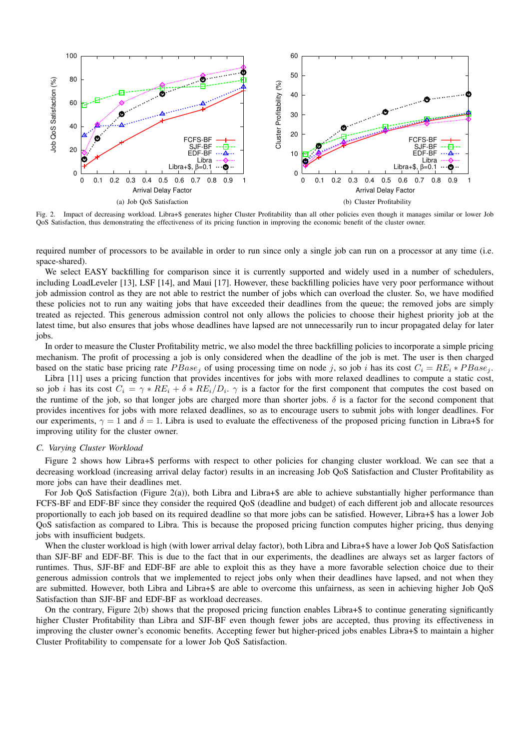(a) Job QoS Satisfaction

(b) Cluster Profitability

Fig. 2. Impact of decreasing workload. Libra+$ generates higher Cluster Profitability than all other policies even though it manages similar or lower Job QoS Satisfaction, thus demonstrating the effectiveness of its pricing function in improving the economic benefit of the cluster owner.

required number of processors to be available in order to run since only a single job can run on a processor at any time (i.e. space-shared).

We select EASY backfilling for comparison since it is currently supported and widely used in a number of schedulers, including LoadLeveler [13], LSF [14], and Maui [17]. However, these backfilling policies have very poor performance without job admission control as they are not able to restrict the number of jobs which can overload the cluster. So, we have modified these policies not to run any waiting jobs that have exceeded their deadlines from the queue; the removed jobs are simply treated as rejected. This generous admission control not only allows the policies to choose their highest priority job at the latest time, but also ensures that jobs whose deadlines have lapsed are not unnecessarily run to incur propagated delay for later jobs.

In order to measure the Cluster Profitability metric, we also model the three backfilling policies to incorporate a simple pricing mechanism. The profit of processing a job is only considered when the deadline of the job is met. The user is then charged based on the static base pricing rate $PBase_j$ of using processing time on node $j$, so job $i$ has its cost $C_i = RE_i * PBase_j$.

Libra [11] uses a pricing function that provides incentives for jobs with more relaxed deadlines to compute a static cost, so job $i$ has its cost $C_i = \gamma * RE_i + \delta * RE_i / D_i$. $\gamma$ is a factor for the first component that computes the cost based on the runtime of the job, so that longer jobs are charged more than shorter jobs. $\delta$ is a factor for the second component that provides incentives for jobs with more relaxed deadlines, so as to encourage users to submit jobs with longer deadlines. For our experiments, $\gamma = 1$ and $\delta = 1$. Libra is used to evaluate the effectiveness of the proposed pricing function in Libra+$ for improving utility for the cluster owner.

### C. Varying Cluster Workload

Figure 2 shows how Libra+$ performs with respect to other policies for changing cluster workload. We can see that a decreasing workload (increasing arrival delay factor) results in an increasing Job QoS Satisfaction and Cluster Profitability as more jobs can have their deadlines met.

For Job QoS Satisfaction (Figure 2(a)), both Libra and Libra+$ are able to achieve substantially higher performance than FCFS-BF and EDF-BF since they consider the required QoS (deadline and budget) of each different job and allocate resources proportionally to each job based on its required deadline so that more jobs can be satisfied. However, Libra+$ has a lower Job QoS satisfaction as compared to Libra. This is because the proposed pricing function computes higher pricing, thus denying jobs with insufficient budgets.

When the cluster workload is high (with lower arrival delay factor), both Libra and Libra+$ have a lower Job QoS Satisfaction than SJF-BF and EDF-BF. This is due to the fact that in our experiments, the deadlines are always set as larger factors of runtimes. Thus, SJF-BF and EDF-BF are able to exploit this as they have a more favorable selection choice due to their generous admission controls that we implemented to reject jobs only when their deadlines have lapsed, and not when they are submitted. However, both Libra and Libra+$ are able to overcome this unfairness, as seen in achieving higher Job QoS Satisfaction than SJF-BF and EDF-BF as workload decreases.

On the contrary, Figure 2(b) shows that the proposed pricing function enables Libra+$ to continue generating significantly higher Cluster Profitability than Libra and SJF-BF even though fewer jobs are accepted, thus proving its effectiveness in improving the cluster owner's economic benefits. Accepting fewer but higher-priced jobs enables Libra+$ to maintain a higher Cluster Profitability to compensate for a lower Job QoS Satisfaction.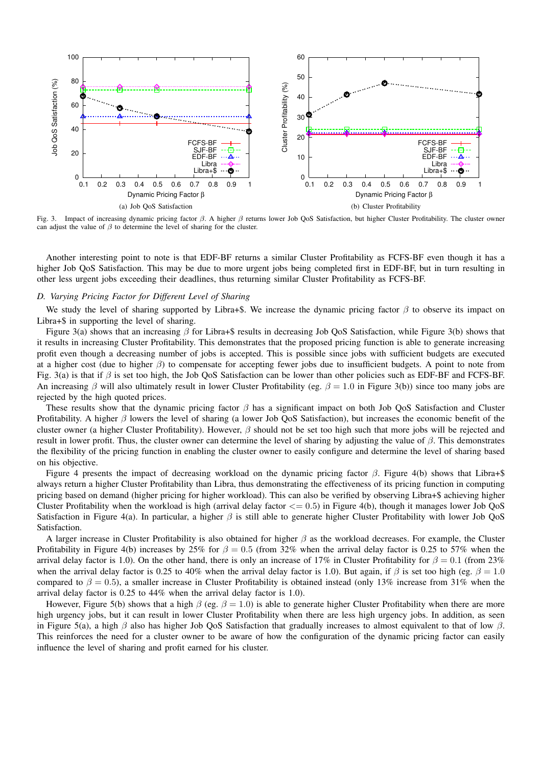Fig. 3. Impact of increasing dynamic pricing factor $\beta$. A higher $\beta$ returns lower Job QoS Satisfaction, but higher Cluster Profitability. The cluster owner can adjust the value of $\beta$ to determine the level of sharing for the cluster.

(a) Job QoS Satisfaction

(b) Cluster Profitability

Another interesting point to note is that EDF-BF returns a similar Cluster Profitability as FCFS-BF even though it has a higher Job QoS Satisfaction. This may be due to more urgent jobs being completed first in EDF-BF, but in turn resulting in other less urgent jobs exceeding their deadlines, thus returning similar Cluster Profitability as FCFS-BF.

### *D. Varying Pricing Factor for Different Level of Sharing*

We study the level of sharing supported by Libra+$. We increase the dynamic pricing factor $\beta$ to observe its impact on Libra+$ in supporting the level of sharing.

Figure 3(a) shows that an increasing $\beta$ for Libra+$ results in decreasing Job QoS Satisfaction, while Figure 3(b) shows that it results in increasing Cluster Profitability. This demonstrates that the proposed pricing function is able to generate increasing profit even though a decreasing number of jobs is accepted. This is possible since jobs with sufficient budgets are executed at a higher cost (due to higher $\beta$) to compensate for accepting fewer jobs due to insufficient budgets. A point to note from Fig. 3(a) is that if $\beta$ is set too high, the Job QoS Satisfaction can be lower than other policies such as EDF-BF and FCFS-BF. An increasing $\beta$ will also ultimately result in lower Cluster Profitability (eg. $\beta = 1.0$ in Figure 3(b)) since too many jobs are rejected by the high quoted prices.

These results show that the dynamic pricing factor $\beta$ has a significant impact on both Job QoS Satisfaction and Cluster Profitability. A higher $\beta$ lowers the level of sharing (a lower Job QoS Satisfaction), but increases the economic benefit of the cluster owner (a higher Cluster Profitability). However, $\beta$ should not be set too high such that more jobs will be rejected and result in lower profit. Thus, the cluster owner can determine the level of sharing by adjusting the value of $\beta$. This demonstrates the flexibility of the pricing function in enabling the cluster owner to easily configure and determine the level of sharing based on his objective.

Figure 4 presents the impact of decreasing workload on the dynamic pricing factor $\beta$. Figure 4(b) shows that Libra+$ always return a higher Cluster Profitability than Libra, thus demonstrating the effectiveness of its pricing function in computing pricing based on demand (higher pricing for higher workload). This can also be verified by observing Libra+$ achieving higher Cluster Profitability when the workload is high (arrival delay factor $<= 0.5$) in Figure 4(b), though it manages lower Job QoS Satisfaction in Figure 4(a). In particular, a higher $\beta$ is still able to generate higher Cluster Profitability with lower Job QoS Satisfaction.

A larger increase in Cluster Profitability is also obtained for higher $\beta$ as the workload decreases. For example, the Cluster Profitability in Figure 4(b) increases by 25% for $\beta = 0.5$ (from 32% when the arrival delay factor is 0.25 to 57% when the arrival delay factor is 1.0). On the other hand, there is only an increase of 17% in Cluster Profitability for $\beta = 0.1$ (from 23% when the arrival delay factor is 0.25 to 40% when the arrival delay factor is 1.0). But again, if $\beta$ is set too high (eg. $\beta = 1.0$ compared to $\beta = 0.5$), a smaller increase in Cluster Profitability is obtained instead (only 13% increase from 31% when the arrival delay factor is 0.25 to 44% when the arrival delay factor is 1.0).

However, Figure 5(b) shows that a high $\beta$ (eg. $\beta = 1.0$) is able to generate higher Cluster Profitability when there are more high urgency jobs, but it can result in lower Cluster Profitability when there are less high urgency jobs. In addition, as seen in Figure 5(a), a high $\beta$ also has higher Job QoS Satisfaction that gradually increases to almost equivalent to that of low $\beta$. This reinforces the need for a cluster owner to be aware of how the configuration of the dynamic pricing factor can easily influence the level of sharing and profit earned for his cluster.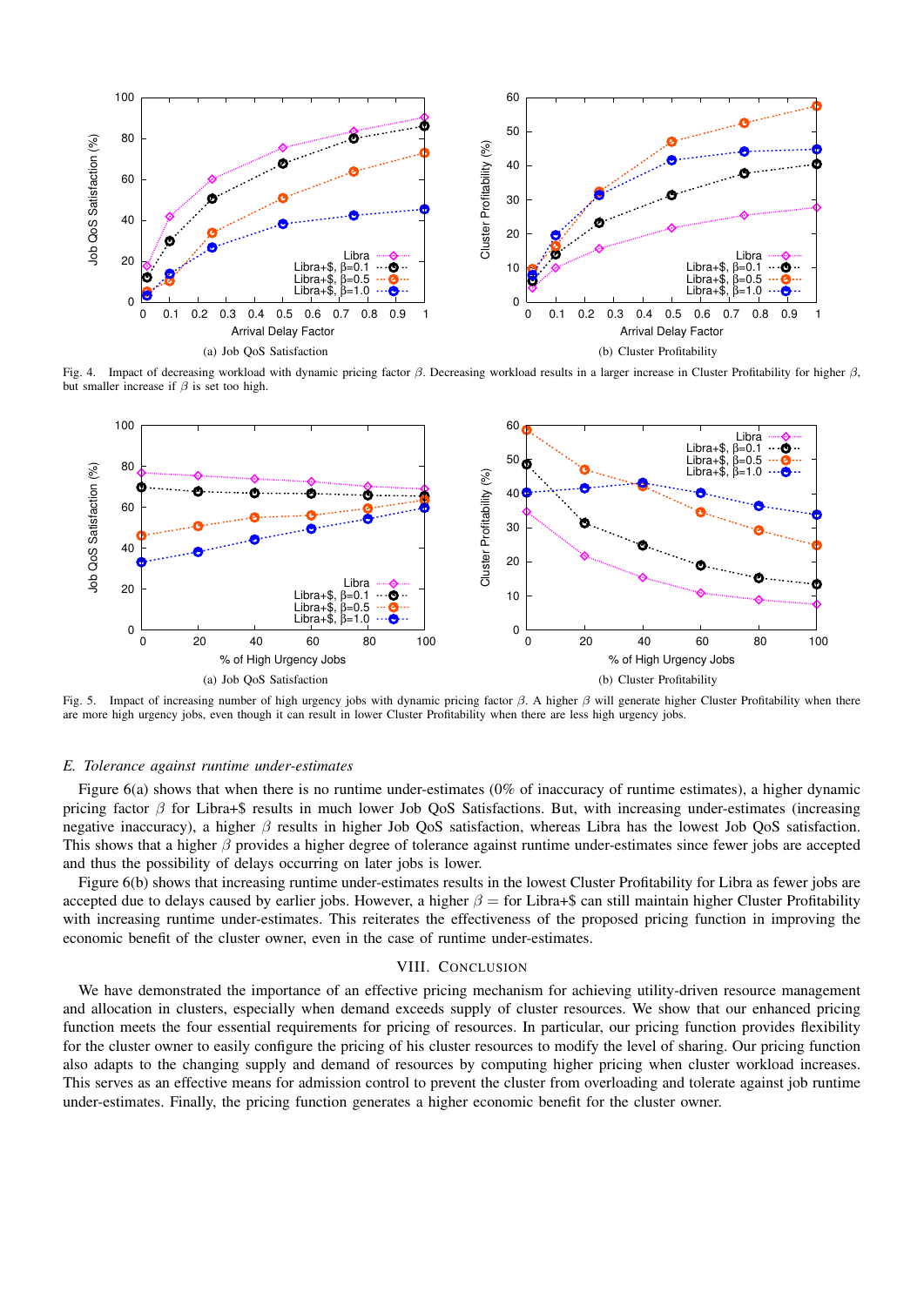(a) Job QoS Satisfaction

(b) Cluster Profitability

Fig. 4. Impact of decreasing workload with dynamic pricing factor $\beta$. Decreasing workload results in a larger increase in Cluster Profitability for higher $\beta$, but smaller increase if $\beta$ is set too high.

(a) Job QoS Satisfaction

(b) Cluster Profitability

Fig. 5. Impact of increasing number of high urgency jobs with dynamic pricing factor $\beta$. A higher $\beta$ will generate higher Cluster Profitability when there are more high urgency jobs, even though it can result in lower Cluster Profitability when there are less high urgency jobs.

### *E. Tolerance against runtime under-estimates*

Figure 6(a) shows that when there is no runtime under-estimates (0% of inaccuracy of runtime estimates), a higher dynamic pricing factor $\beta$ for Libra+$ results in much lower Job QoS Satisfactions. But, with increasing under-estimates (increasing negative inaccuracy), a higher $\beta$ results in higher Job QoS satisfaction, whereas Libra has the lowest Job QoS satisfaction. This shows that a higher $\beta$ provides a higher degree of tolerance against runtime under-estimates since fewer jobs are accepted and thus the possibility of delays occurring on later jobs is lower.

Figure 6(b) shows that increasing runtime under-estimates results in the lowest Cluster Profitability for Libra as fewer jobs are accepted due to delays caused by earlier jobs. However, a higher $\beta =$ for Libra+$ can still maintain higher Cluster Profitability with increasing runtime under-estimates. This reiterates the effectiveness of the proposed pricing function in improving the economic benefit of the cluster owner, even in the case of runtime under-estimates.

## VIII. Conclusion

We have demonstrated the importance of an effective pricing mechanism for achieving utility-driven resource management and allocation in clusters, especially when demand exceeds supply of cluster resources. We show that our enhanced pricing function meets the four essential requirements for pricing of resources. In particular, our pricing function provides flexibility for the cluster owner to easily configure the pricing of his cluster resources to modify the level of sharing. Our pricing function also adapts to the changing supply and demand of resources by computing higher pricing when cluster workload increases. This serves as an effective means for admission control to prevent the cluster from overloading and tolerate against job runtime under-estimates. Finally, the pricing function generates a higher economic benefit for the cluster owner.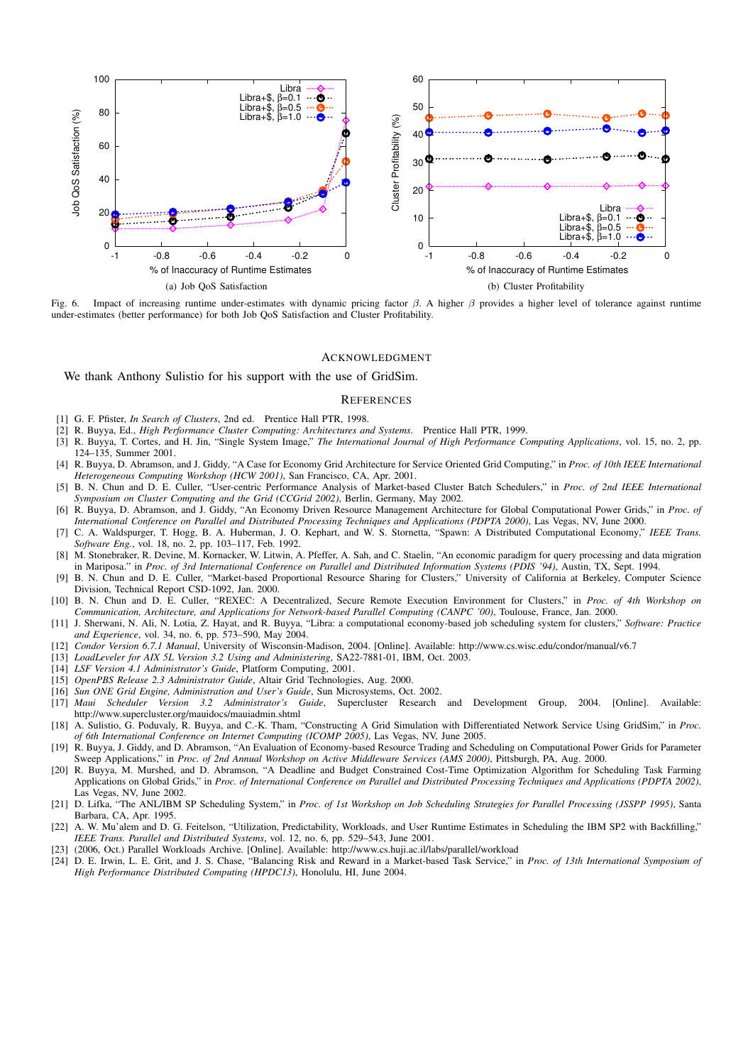100
80
60
40
20
0
Job QoS Satisfaction (%)
-1 -0.8 -0.6 -0.4 -0.2 0
% of Inaccuracy of Runtime Estimates
Libra
Libra+$, β=0.1
Libra+$, β=0.5
Libra+$, β=1.0

(a) Job QoS Satisfaction

60
50
40
30
20
10
0
Cluster Profitability (%)
-1 -0.8 -0.6 -0.4 -0.2 0
% of Inaccuracy of Runtime Estimates
Libra
Libra+$, β=0.1
Libra+$, β=0.5
Libra+$, β=1.0

(b) Cluster Profitability

Fig. 6. Impact of increasing runtime under-estimates with dynamic pricing factor $\beta$. A higher $\beta$ provides a higher level of tolerance against runtime under-estimates (better performance) for both Job QoS Satisfaction and Cluster Profitability.

## Acknowledgment

We thank Anthony Sulistio for his support with the use of GridSim.

## References

[1] G. F. Pfister, *In Search of Clusters*, 2nd ed. Prentice Hall PTR, 1998.

[2] R. Buyya, Ed., *High Performance Cluster Computing: Architectures and Systems*. Prentice Hall PTR, 1999.

[3] R. Buyya, T. Cortes, and H. Jin, "Single System Image," *The International Journal of High Performance Computing Applications*, vol. 15, no. 2, pp. 124–135, Summer 2001.

[4] R. Buyya, D. Abramson, and J. Giddy, "A Case for Economy Grid Architecture for Service Oriented Grid Computing," in *Proc. of 10th IEEE International Heterogeneous Computing Workshop (HCW 2001)*, San Francisco, CA, Apr. 2001.

[5] B. N. Chun and D. E. Culler, "User-centric Performance Analysis of Market-based Cluster Batch Schedulers," in *Proc. of 2nd IEEE International Symposium on Cluster Computing and the Grid (CCGrid 2002)*, Berlin, Germany, May 2002.

[6] R. Buyya, D. Abramson, and J. Giddy, "An Economy Driven Resource Management Architecture for Global Computational Power Grids," in *Proc. of International Conference on Parallel and Distributed Processing Techniques and Applications (PDPTA 2000)*, Las Vegas, NV, June 2000.

[7] C. A. Waldspurger, T. Hogg, B. A. Huberman, J. O. Kephart, and W. S. Stornetta, "Spawn: A Distributed Computational Economy," *IEEE Trans. Software Eng.*, vol. 18, no. 2, pp. 103–117, Feb. 1992.

[8] M. Stonebraker, R. Devine, M. Kornacker, W. Litwin, A. Pfeffer, A. Sah, and C. Staelin, "An economic paradigm for query processing and data migration in Mariposa." in *Proc. of 3rd International Conference on Parallel and Distributed Information Systems (PDIS '94)*, Austin, TX, Sept. 1994.

[9] B. N. Chun and D. E. Culler, "Market-based Proportional Resource Sharing for Clusters," University of California at Berkeley, Computer Science Division, Technical Report CSD-1092, Jan. 2000.

[10] B. N. Chun and D. E. Culler, "REXEC: A Decentralized, Secure Remote Execution Environment for Clusters," in *Proc. of 4th Workshop on Communication, Architecture, and Applications for Network-based Parallel Computing (CANPC '00)*, Toulouse, France, Jan. 2000.

[11] J. Sherwani, N. Ali, N. Lotia, Z. Hayat, and R. Buyya, "Libra: a computational economy-based job scheduling system for clusters," *Software: Practice and Experience*, vol. 34, no. 6, pp. 573–590, May 2004.

[12] *Condor Version 6.7.1 Manual*, University of Wisconsin-Madison, 2004. [Online]. Available: http://www.cs.wisc.edu/condor/manual/v6.7

[13] *LoadLeveler for AIX 5L Version 3.2 Using and Administering*, SA22-7881-01, IBM, Oct. 2003.

[14] *LSF Version 4.1 Administrator's Guide*, Platform Computing, 2001.

[15] *OpenPBS Release 2.3 Administrator Guide*, Altair Grid Technologies, Aug. 2000.

[16] *Sun ONE Grid Engine, Administration and User's Guide*, Sun Microsystems, Oct. 2002.

[17] *Maui Scheduler Version 3.2 Administrator's Guide*, Supercluster Research and Development Group, 2004. [Online]. Available: http://www.supercluster.org/mauidocs/mauiadmin.shtml

[18] A. Sulistio, G. Poduvaly, R. Buyya, and C.-K. Tham, "Constructing A Grid Simulation with Differentiated Network Service Using GridSim," in *Proc. of 6th International Conference on Internet Computing (ICOMP 2005)*, Las Vegas, NV, June 2005.

[19] R. Buyya, J. Giddy, and D. Abramson, "An Evaluation of Economy-based Resource Trading and Scheduling on Computational Power Grids for Parameter Sweep Applications," in *Proc. of 2nd Annual Workshop on Active Middleware Services (AMS 2000)*, Pittsburgh, PA, Aug. 2000.

[20] R. Buyya, M. Murshed, and D. Abramson, "A Deadline and Budget Constrained Cost-Time Optimization Algorithm for Scheduling Task Farming Applications on Global Grids," in *Proc. of International Conference on Parallel and Distributed Processing Techniques and Applications (PDPTA 2002)*, Las Vegas, NV, June 2002.

[21] D. Lifka, "The ANL/IBM SP Scheduling System," in *Proc. of 1st Workshop on Job Scheduling Strategies for Parallel Processing (JSSPP 1995)*, Santa Barbara, CA, Apr. 1995.

[22] A. W. Mu'alem and D. G. Feitelson, "Utilization, Predictability, Workloads, and User Runtime Estimates in Scheduling the IBM SP2 with Backfilling," *IEEE Trans. Parallel and Distributed Systems*, vol. 12, no. 6, pp. 529–543, June 2001.

[23] (2006, Oct.) Parallel Workloads Archive. [Online]. Available: http://www.cs.huji.ac.il/labs/parallel/workload

[24] D. E. Irwin, L. E. Grit, and J. S. Chase, "Balancing Risk and Reward in a Market-based Task Service," in *Proc. of 13th International Symposium of High Performance Distributed Computing (HPDC13)*, Honolulu, HI, June 2004.